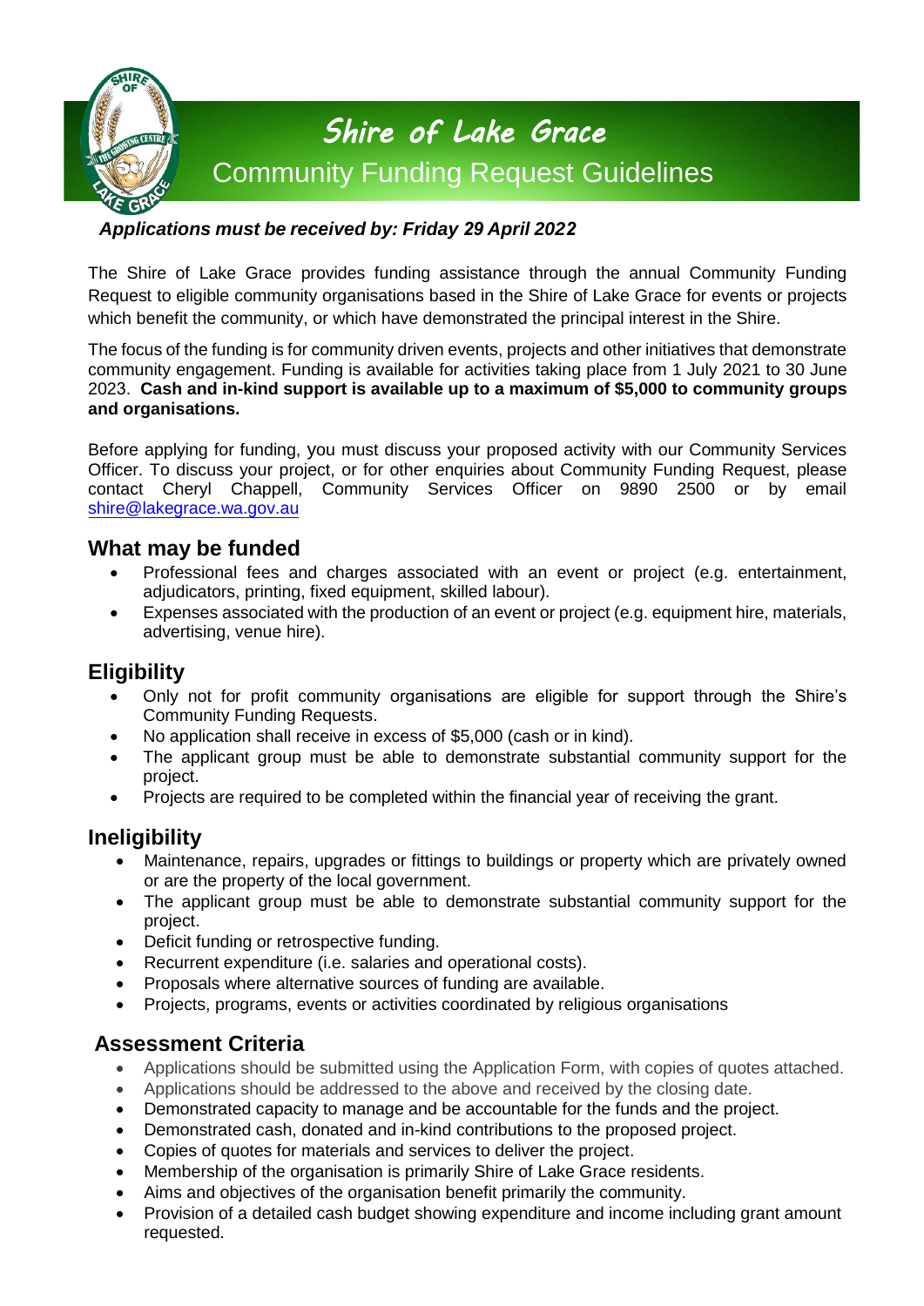# Shire of Lake Grace

## Community Funding Request Guidelines

***Applications must be received by: Friday 29 April 2022***

The Shire of Lake Grace provides funding assistance through the annual Community Funding Request to eligible community organisations based in the Shire of Lake Grace for events or projects which benefit the community, or which have demonstrated the principal interest in the Shire.

The focus of the funding is for community driven events, projects and other initiatives that demonstrate community engagement. Funding is available for activities taking place from 1 July 2021 to 30 June 2023. **Cash and in-kind support is available up to a maximum of $5,000 to community groups and organisations.**

Before applying for funding, you must discuss your proposed activity with our Community Services Officer. To discuss your project, or for other enquiries about Community Funding Request, please contact Cheryl Chappell, Community Services Officer on 9890 2500 or by email shire@lakegrace.wa.gov.au

## What may be funded

- Professional fees and charges associated with an event or project (e.g. entertainment, adjudicators, printing, fixed equipment, skilled labour).
- Expenses associated with the production of an event or project (e.g. equipment hire, materials, advertising, venue hire).

## Eligibility

- Only not for profit community organisations are eligible for support through the Shire's Community Funding Requests.
- No application shall receive in excess of $5,000 (cash or in kind).
- The applicant group must be able to demonstrate substantial community support for the project.
- Projects are required to be completed within the financial year of receiving the grant.

## Ineligibility

- Maintenance, repairs, upgrades or fittings to buildings or property which are privately owned or are the property of the local government.
- The applicant group must be able to demonstrate substantial community support for the project.
- Deficit funding or retrospective funding.
- Recurrent expenditure (i.e. salaries and operational costs).
- Proposals where alternative sources of funding are available.
- Projects, programs, events or activities coordinated by religious organisations

## Assessment Criteria

- Applications should be submitted using the Application Form, with copies of quotes attached.
- Applications should be addressed to the above and received by the closing date.
- Demonstrated capacity to manage and be accountable for the funds and the project.
- Demonstrated cash, donated and in-kind contributions to the proposed project.
- Copies of quotes for materials and services to deliver the project.
- Membership of the organisation is primarily Shire of Lake Grace residents.
- Aims and objectives of the organisation benefit primarily the community.
- Provision of a detailed cash budget showing expenditure and income including grant amount requested.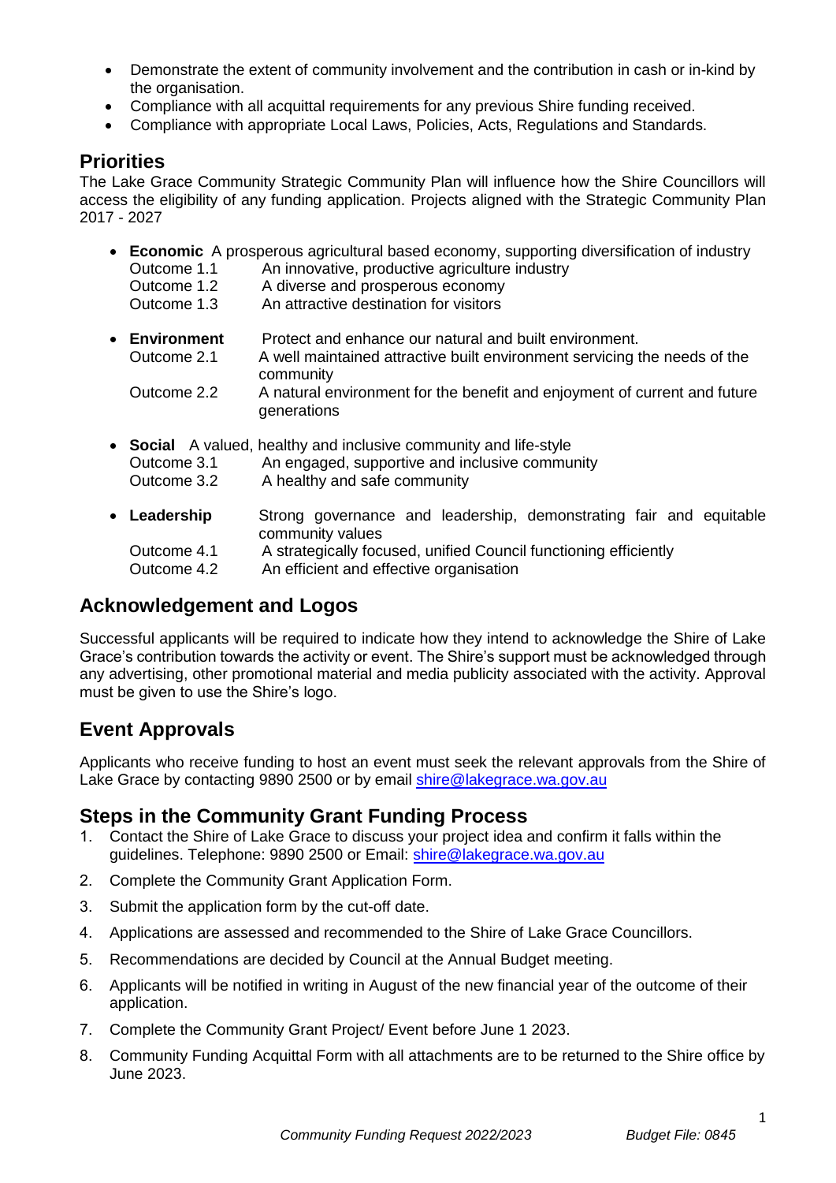- Demonstrate the extent of community involvement and the contribution in cash or in-kind by the organisation.
- Compliance with all acquittal requirements for any previous Shire funding received.
- Compliance with appropriate Local Laws, Policies, Acts, Regulations and Standards.

## Priorities

The Lake Grace Community Strategic Community Plan will influence how the Shire Councillors will access the eligibility of any funding application. Projects aligned with the Strategic Community Plan 2017 - 2027

- **Economic** A prosperous agricultural based economy, supporting diversification of industry
  - Outcome 1.1 An innovative, productive agriculture industry
  - Outcome 1.2 A diverse and prosperous economy
  - Outcome 1.3 An attractive destination for visitors
- **Environment** Protect and enhance our natural and built environment.
  - Outcome 2.1 A well maintained attractive built environment servicing the needs of the community
  - Outcome 2.2 A natural environment for the benefit and enjoyment of current and future generations
- **Social** A valued, healthy and inclusive community and life-style
  - Outcome 3.1 An engaged, supportive and inclusive community
  - Outcome 3.2 A healthy and safe community
- **Leadership** Strong governance and leadership, demonstrating fair and equitable community values
  - Outcome 4.1 A strategically focused, unified Council functioning efficiently
  - Outcome 4.2 An efficient and effective organisation

## Acknowledgement and Logos

Successful applicants will be required to indicate how they intend to acknowledge the Shire of Lake Grace's contribution towards the activity or event. The Shire's support must be acknowledged through any advertising, other promotional material and media publicity associated with the activity. Approval must be given to use the Shire's logo.

## Event Approvals

Applicants who receive funding to host an event must seek the relevant approvals from the Shire of Lake Grace by contacting 9890 2500 or by email shire@lakegrace.wa.gov.au

## Steps in the Community Grant Funding Process

1. Contact the Shire of Lake Grace to discuss your project idea and confirm it falls within the guidelines. Telephone: 9890 2500 or Email: shire@lakegrace.wa.gov.au
2. Complete the Community Grant Application Form.
3. Submit the application form by the cut-off date.
4. Applications are assessed and recommended to the Shire of Lake Grace Councillors.
5. Recommendations are decided by Council at the Annual Budget meeting.
6. Applicants will be notified in writing in August of the new financial year of the outcome of their application.
7. Complete the Community Grant Project/ Event before June 1 2023.
8. Community Funding Acquittal Form with all attachments are to be returned to the Shire office by June 2023.